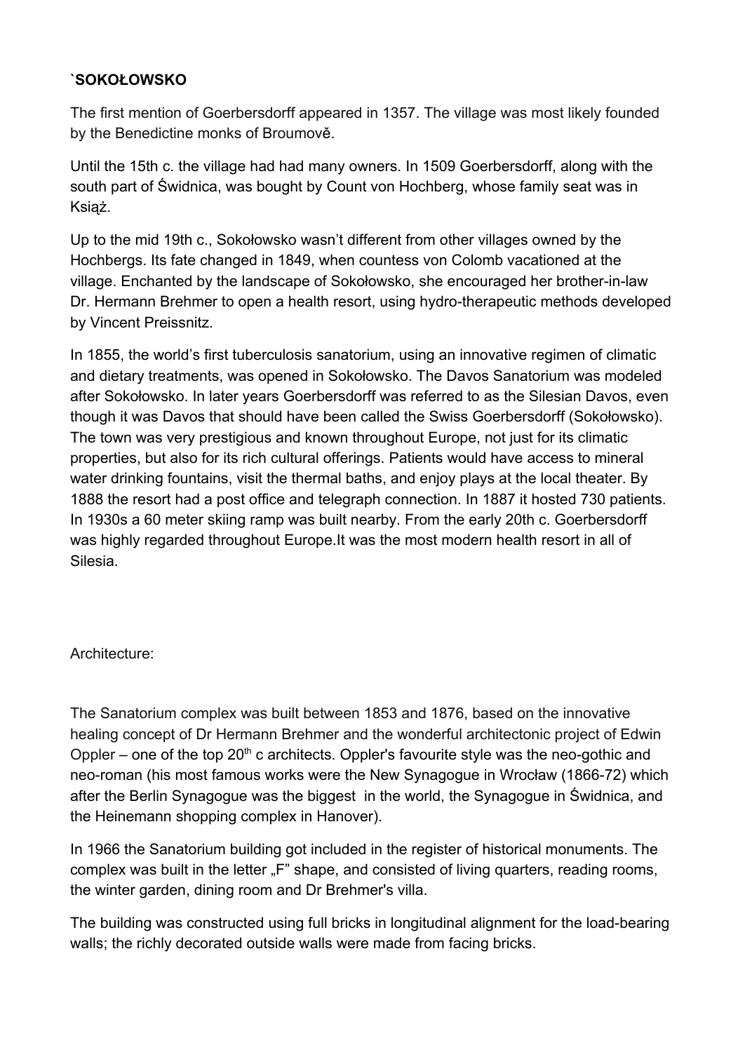**`SOKOŁOWSKO**

The first mention of Goerbersdorff appeared in 1357. The village was most likely founded by the Benedictine monks of Broumově.

Until the 15th c. the village had had many owners. In 1509 Goerbersdorff, along with the south part of Świdnica, was bought by Count von Hochberg, whose family seat was in Książ.

Up to the mid 19th c., Sokołowsko wasn't different from other villages owned by the Hochbergs. Its fate changed in 1849, when countess von Colomb vacationed at the village. Enchanted by the landscape of Sokołowsko, she encouraged her brother-in-law Dr. Hermann Brehmer to open a health resort, using hydro-therapeutic methods developed by Vincent Preissnitz.

In 1855, the world's first tuberculosis sanatorium, using an innovative regimen of climatic and dietary treatments, was opened in Sokołowsko. The Davos Sanatorium was modeled after Sokołowsko. In later years Goerbersdorff was referred to as the Silesian Davos, even though it was Davos that should have been called the Swiss Goerbersdorff (Sokołowsko). The town was very prestigious and known throughout Europe, not just for its climatic properties, but also for its rich cultural offerings. Patients would have access to mineral water drinking fountains, visit the thermal baths, and enjoy plays at the local theater. By 1888 the resort had a post office and telegraph connection. In 1887 it hosted 730 patients. In 1930s a 60 meter skiing ramp was built nearby. From the early 20th c. Goerbersdorff was highly regarded throughout Europe.It was the most modern health resort in all of Silesia.

Architecture:

The Sanatorium complex was built between 1853 and 1876, based on the innovative healing concept of Dr Hermann Brehmer and the wonderful architectonic project of Edwin Oppler – one of the top 20th c architects. Oppler's favourite style was the neo-gothic and neo-roman (his most famous works were the New Synagogue in Wrocław (1866-72) which after the Berlin Synagogue was the biggest in the world, the Synagogue in Świdnica, and the Heinemann shopping complex in Hanover).

In 1966 the Sanatorium building got included in the register of historical monuments. The complex was built in the letter „F" shape, and consisted of living quarters, reading rooms, the winter garden, dining room and Dr Brehmer's villa.

The building was constructed using full bricks in longitudinal alignment for the load-bearing walls; the richly decorated outside walls were made from facing bricks.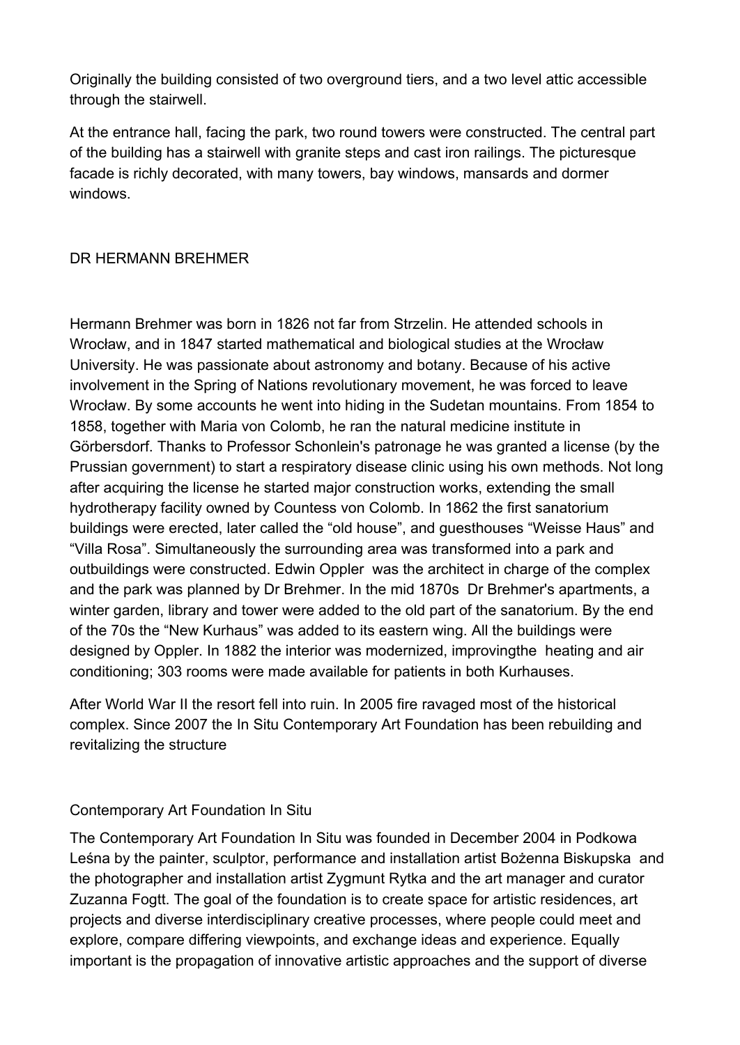Originally the building consisted of two overground tiers, and a two level attic accessible through the stairwell.

At the entrance hall, facing the park, two round towers were constructed. The central part of the building has a stairwell with granite steps and cast iron railings. The picturesque facade is richly decorated, with many towers, bay windows, mansards and dormer windows.

## DR HERMANN BREHMER

Hermann Brehmer was born in 1826 not far from Strzelin. He attended schools in Wrocław, and in 1847 started mathematical and biological studies at the Wrocław University. He was passionate about astronomy and botany. Because of his active involvement in the Spring of Nations revolutionary movement, he was forced to leave Wrocław. By some accounts he went into hiding in the Sudetan mountains. From 1854 to 1858, together with Maria von Colomb, he ran the natural medicine institute in Görbersdorf. Thanks to Professor Schonlein's patronage he was granted a license (by the Prussian government) to start a respiratory disease clinic using his own methods. Not long after acquiring the license he started major construction works, extending the small hydrotherapy facility owned by Countess von Colomb. In 1862 the first sanatorium buildings were erected, later called the "old house", and guesthouses "Weisse Haus" and "Villa Rosa". Simultaneously the surrounding area was transformed into a park and outbuildings were constructed. Edwin Oppler was the architect in charge of the complex and the park was planned by Dr Brehmer. In the mid 1870s Dr Brehmer's apartments, a winter garden, library and tower were added to the old part of the sanatorium. By the end of the 70s the "New Kurhaus" was added to its eastern wing. All the buildings were designed by Oppler. In 1882 the interior was modernized, improvingthe heating and air conditioning; 303 rooms were made available for patients in both Kurhauses.

After World War II the resort fell into ruin. In 2005 fire ravaged most of the historical complex. Since 2007 the In Situ Contemporary Art Foundation has been rebuilding and revitalizing the structure

## Contemporary Art Foundation In Situ

The Contemporary Art Foundation In Situ was founded in December 2004 in Podkowa Leśna by the painter, sculptor, performance and installation artist Bożenna Biskupska and the photographer and installation artist Zygmunt Rytka and the art manager and curator Zuzanna Fogtt. The goal of the foundation is to create space for artistic residences, art projects and diverse interdisciplinary creative processes, where people could meet and explore, compare differing viewpoints, and exchange ideas and experience. Equally important is the propagation of innovative artistic approaches and the support of diverse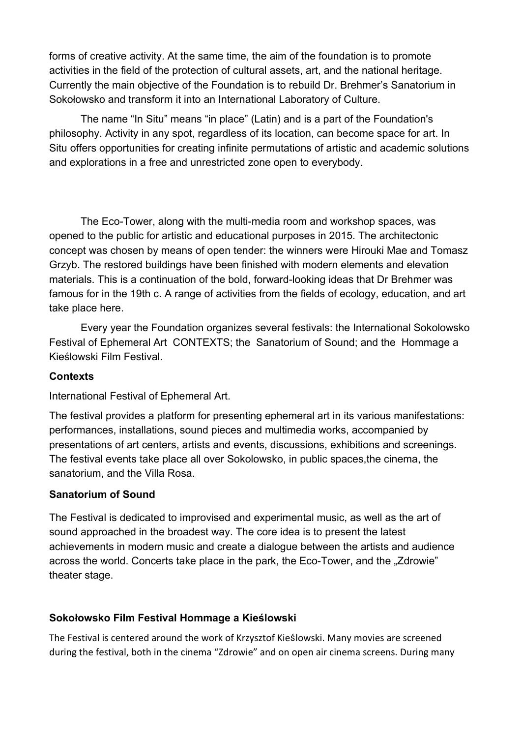forms of creative activity. At the same time, the aim of the foundation is to promote activities in the field of the protection of cultural assets, art, and the national heritage. Currently the main objective of the Foundation is to rebuild Dr. Brehmer's Sanatorium in Sokołowsko and transform it into an International Laboratory of Culture.

The name "In Situ" means "in place" (Latin) and is a part of the Foundation's philosophy. Activity in any spot, regardless of its location, can become space for art. In Situ offers opportunities for creating infinite permutations of artistic and academic solutions and explorations in a free and unrestricted zone open to everybody.

The Eco-Tower, along with the multi-media room and workshop spaces, was opened to the public for artistic and educational purposes in 2015. The architectonic concept was chosen by means of open tender: the winners were Hirouki Mae and Tomasz Grzyb. The restored buildings have been finished with modern elements and elevation materials. This is a continuation of the bold, forward-looking ideas that Dr Brehmer was famous for in the 19th c. A range of activities from the fields of ecology, education, and art take place here.

Every year the Foundation organizes several festivals: the International Sokolowsko Festival of Ephemeral Art CONTEXTS; the Sanatorium of Sound; and the Hommage a Kieślowski Film Festival.

**Contexts**

International Festival of Ephemeral Art.

The festival provides a platform for presenting ephemeral art in its various manifestations: performances, installations, sound pieces and multimedia works, accompanied by presentations of art centers, artists and events, discussions, exhibitions and screenings. The festival events take place all over Sokolowsko, in public spaces,the cinema, the sanatorium, and the Villa Rosa.

**Sanatorium of Sound**

The Festival is dedicated to improvised and experimental music, as well as the art of sound approached in the broadest way. The core idea is to present the latest achievements in modern music and create a dialogue between the artists and audience across the world. Concerts take place in the park, the Eco-Tower, and the „Zdrowie" theater stage.

**Sokołowsko Film Festival Hommage a Kieślowski**

The Festival is centered around the work of Krzysztof Kieślowski. Many movies are screened during the festival, both in the cinema "Zdrowie" and on open air cinema screens. During many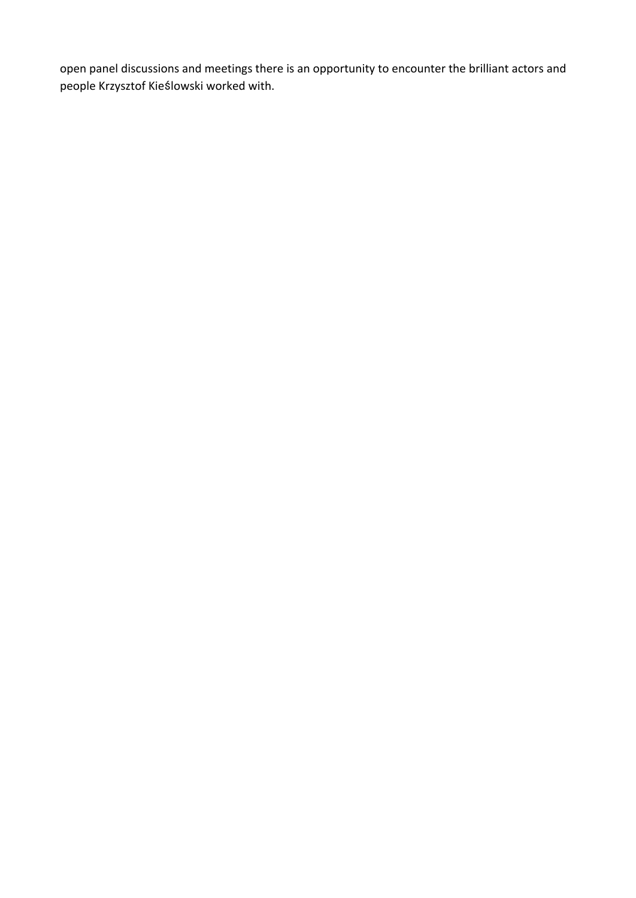open panel discussions and meetings there is an opportunity to encounter the brilliant actors and people Krzysztof Kieślowski worked with.